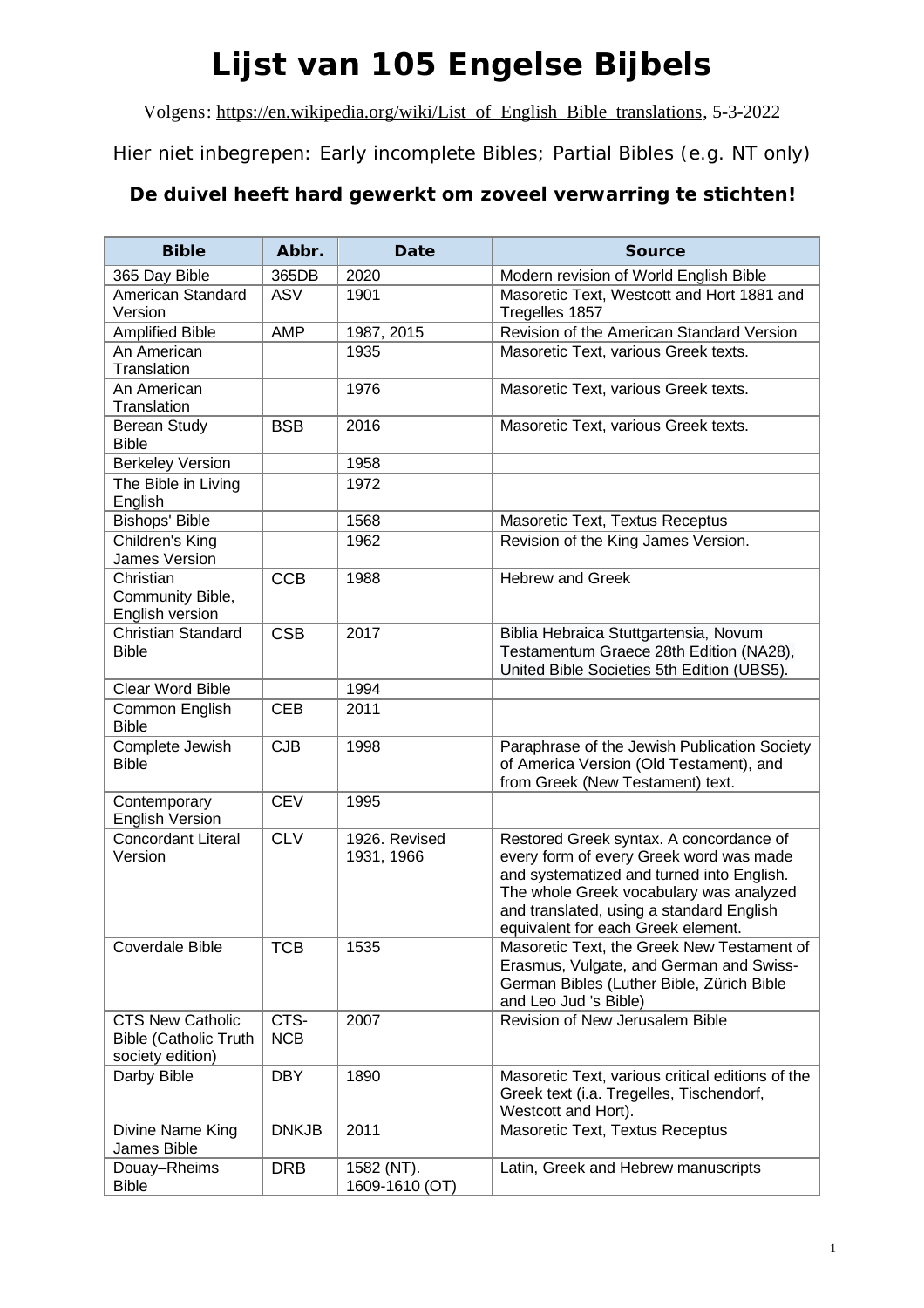# Lijst van 105 Engelse Bijbels

Volgens: https://en.wikipedia.org/wiki/List_of_English_Bible_translations, 5-3-2022

Hier niet inbegrepen: Early incomplete Bibles; Partial Bibles (e.g. NT only)

**De duivel heeft hard gewerkt om zoveel verwarring te stichten!**

| Bible | Abbr. | Date | Source |
|---|---|---|---|
| 365 Day Bible | 365DB | 2020 | Modern revision of World English Bible |
| American Standard Version | ASV | 1901 | Masoretic Text, Westcott and Hort 1881 and Tregelles 1857 |
| Amplified Bible | AMP | 1987, 2015 | Revision of the American Standard Version |
| An American Translation | | 1935 | Masoretic Text, various Greek texts. |
| An American Translation | | 1976 | Masoretic Text, various Greek texts. |
| Berean Study Bible | BSB | 2016 | Masoretic Text, various Greek texts. |
| Berkeley Version | | 1958 | |
| The Bible in Living English | | 1972 | |
| Bishops' Bible | | 1568 | Masoretic Text, Textus Receptus |
| Children's King James Version | | 1962 | Revision of the King James Version. |
| Christian Community Bible, English version | CCB | 1988 | Hebrew and Greek |
| Christian Standard Bible | CSB | 2017 | Biblia Hebraica Stuttgartensia, Novum Testamentum Graece 28th Edition (NA28), United Bible Societies 5th Edition (UBS5). |
| Clear Word Bible | | 1994 | |
| Common English Bible | CEB | 2011 | |
| Complete Jewish Bible | CJB | 1998 | Paraphrase of the Jewish Publication Society of America Version (Old Testament), and from Greek (New Testament) text. |
| Contemporary English Version | CEV | 1995 | |
| Concordant Literal Version | CLV | 1926. Revised 1931, 1966 | Restored Greek syntax. A concordance of every form of every Greek word was made and systematized and turned into English. The whole Greek vocabulary was analyzed and translated, using a standard English equivalent for each Greek element. |
| Coverdale Bible | TCB | 1535 | Masoretic Text, the Greek New Testament of Erasmus, Vulgate, and German and Swiss-German Bibles (Luther Bible, Zürich Bible and Leo Jud 's Bible) |
| CTS New Catholic Bible (Catholic Truth society edition) | CTS-NCB | 2007 | Revision of New Jerusalem Bible |
| Darby Bible | DBY | 1890 | Masoretic Text, various critical editions of the Greek text (i.a. Tregelles, Tischendorf, Westcott and Hort). |
| Divine Name King James Bible | DNKJB | 2011 | Masoretic Text, Textus Receptus |
| Douay–Rheims Bible | DRB | 1582 (NT). 1609-1610 (OT) | Latin, Greek and Hebrew manuscripts |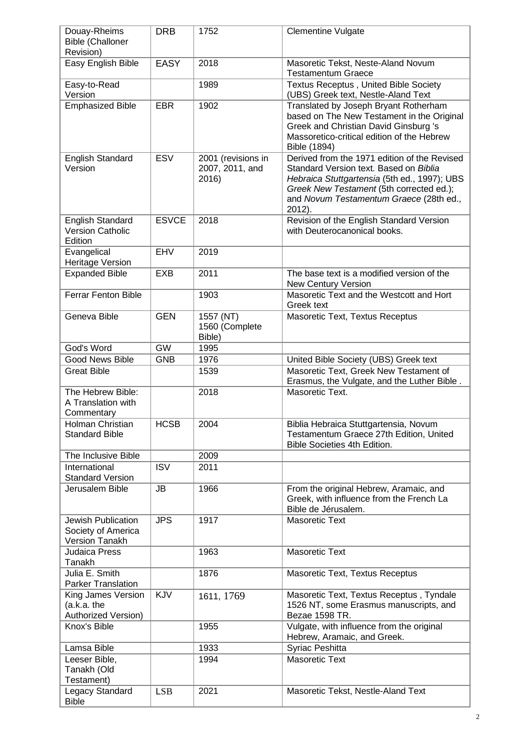| Douay-Rheims Bible (Challoner Revision) | DRB | 1752 | Clementine Vulgate |
|---|---|---|---|
| Easy English Bible | EASY | 2018 | Masoretic Tekst, Neste-Aland Novum Testamentum Graece |
| Easy-to-Read Version | | 1989 | Textus Receptus , United Bible Society (UBS) Greek text, Nestle-Aland Text |
| Emphasized Bible | EBR | 1902 | Translated by Joseph Bryant Rotherham based on The New Testament in the Original Greek and Christian David Ginsburg 's Massoretico-critical edition of the Hebrew Bible (1894) |
| English Standard Version | ESV | 2001 (revisions in 2007, 2011, and 2016) | Derived from the 1971 edition of the Revised Standard Version text. Based on *Biblia Hebraica Stuttgartensia* (5th ed., 1997); UBS *Greek New Testament* (5th corrected ed.); and *Novum Testamentum Graece* (28th ed., 2012). |
| English Standard Version Catholic Edition | ESVCE | 2018 | Revision of the English Standard Version with Deuterocanonical books. |
| Evangelical Heritage Version | EHV | 2019 | |
| Expanded Bible | EXB | 2011 | The base text is a modified version of the New Century Version |
| Ferrar Fenton Bible | | 1903 | Masoretic Text and the Westcott and Hort Greek text |
| Geneva Bible | GEN | 1557 (NT) 1560 (Complete Bible) | Masoretic Text, Textus Receptus |
| God's Word | GW | 1995 | |
| Good News Bible | GNB | 1976 | United Bible Society (UBS) Greek text |
| Great Bible | | 1539 | Masoretic Text, Greek New Testament of Erasmus, the Vulgate, and the Luther Bible . |
| The Hebrew Bible: A Translation with Commentary | | 2018 | Masoretic Text. |
| Holman Christian Standard Bible | HCSB | 2004 | Biblia Hebraica Stuttgartensia, Novum Testamentum Graece 27th Edition, United Bible Societies 4th Edition. |
| The Inclusive Bible | | 2009 | |
| International Standard Version | ISV | 2011 | |
| Jerusalem Bible | JB | 1966 | From the original Hebrew, Aramaic, and Greek, with influence from the French La Bible de Jérusalem. |
| Jewish Publication Society of America Version Tanakh | JPS | 1917 | Masoretic Text |
| Judaica Press Tanakh | | 1963 | Masoretic Text |
| Julia E. Smith Parker Translation | | 1876 | Masoretic Text, Textus Receptus |
| King James Version (a.k.a. the Authorized Version) | KJV | 1611, 1769 | Masoretic Text, Textus Receptus , Tyndale 1526 NT, some Erasmus manuscripts, and Bezae 1598 TR. |
| Knox's Bible | | 1955 | Vulgate, with influence from the original Hebrew, Aramaic, and Greek. |
| Lamsa Bible | | 1933 | Syriac Peshitta |
| Leeser Bible, Tanakh (Old Testament) | | 1994 | Masoretic Text |
| Legacy Standard Bible | LSB | 2021 | Masoretic Tekst, Nestle-Aland Text |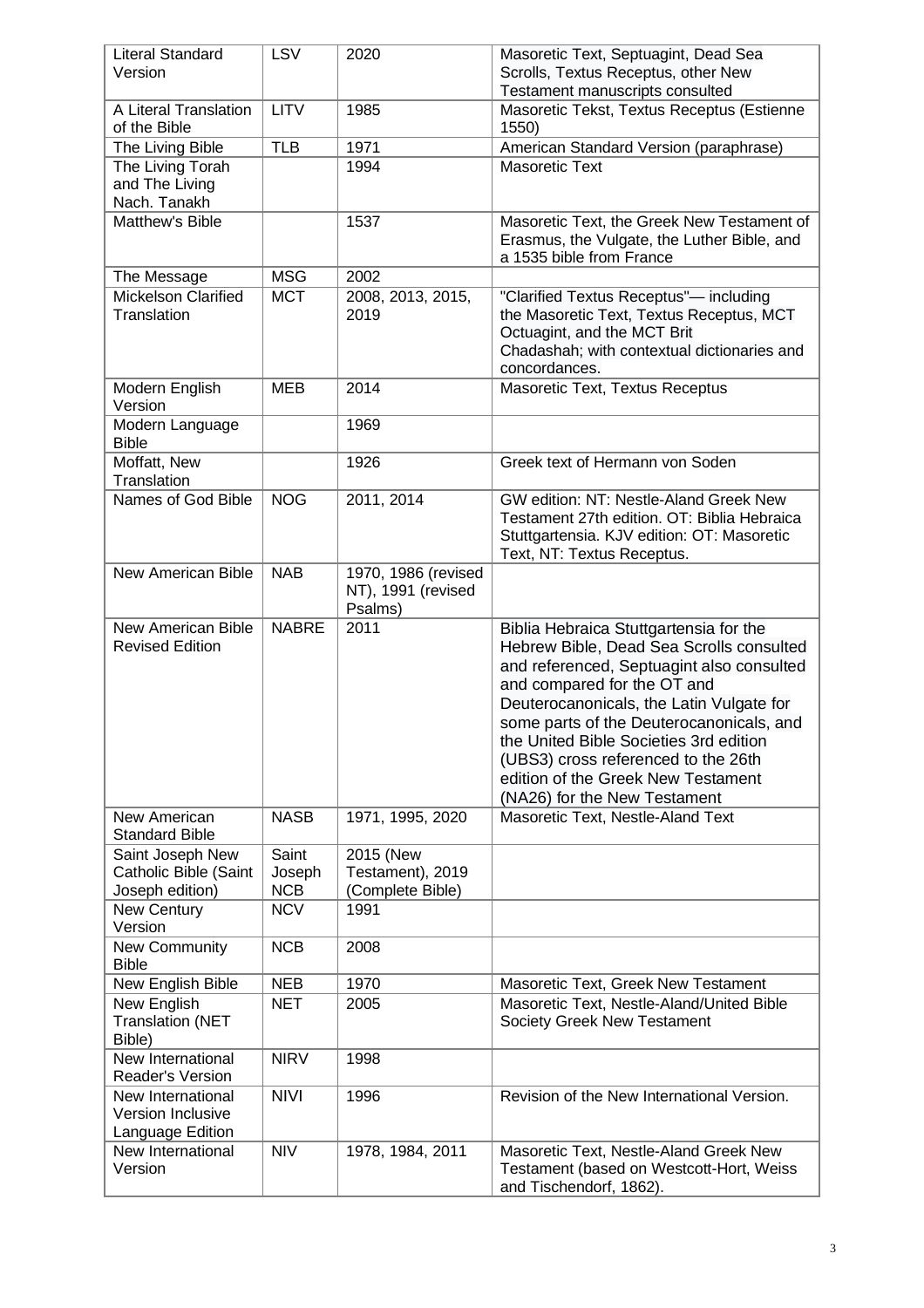| Literal Standard Version | LSV | 2020 | Masoretic Text, Septuagint, Dead Sea Scrolls, Textus Receptus, other New Testament manuscripts consulted |
|---|---|---|---|
| A Literal Translation of the Bible | LITV | 1985 | Masoretic Tekst, Textus Receptus (Estienne 1550) |
| The Living Bible | TLB | 1971 | American Standard Version (paraphrase) |
| The Living Torah and The Living Nach. Tanakh | | 1994 | Masoretic Text |
| Matthew's Bible | | 1537 | Masoretic Text, the Greek New Testament of Erasmus, the Vulgate, the Luther Bible, and a 1535 bible from France |
| The Message | MSG | 2002 | |
| Mickelson Clarified Translation | MCT | 2008, 2013, 2015, 2019 | "Clarified Textus Receptus"— including the Masoretic Text, Textus Receptus, MCT Octuagint, and the MCT Brit Chadashah; with contextual dictionaries and concordances. |
| Modern English Version | MEB | 2014 | Masoretic Text, Textus Receptus |
| Modern Language Bible | | 1969 | |
| Moffatt, New Translation | | 1926 | Greek text of Hermann von Soden |
| Names of God Bible | NOG | 2011, 2014 | GW edition: NT: Nestle-Aland Greek New Testament 27th edition. OT: Biblia Hebraica Stuttgartensia. KJV edition: OT: Masoretic Text, NT: Textus Receptus. |
| New American Bible | NAB | 1970, 1986 (revised NT), 1991 (revised Psalms) | |
| New American Bible Revised Edition | NABRE | 2011 | Biblia Hebraica Stuttgartensia for the Hebrew Bible, Dead Sea Scrolls consulted and referenced, Septuagint also consulted and compared for the OT and Deuterocanonicals, the Latin Vulgate for some parts of the Deuterocanonicals, and the United Bible Societies 3rd edition (UBS3) cross referenced to the 26th edition of the Greek New Testament (NA26) for the New Testament |
| New American Standard Bible | NASB | 1971, 1995, 2020 | Masoretic Text, Nestle-Aland Text |
| Saint Joseph New Catholic Bible (Saint Joseph edition) | Saint Joseph NCB | 2015 (New Testament), 2019 (Complete Bible) | |
| New Century Version | NCV | 1991 | |
| New Community Bible | NCB | 2008 | |
| New English Bible | NEB | 1970 | Masoretic Text, Greek New Testament |
| New English Translation (NET Bible) | NET | 2005 | Masoretic Text, Nestle-Aland/United Bible Society Greek New Testament |
| New International Reader's Version | NIRV | 1998 | |
| New International Version Inclusive Language Edition | NIVI | 1996 | Revision of the New International Version. |
| New International Version | NIV | 1978, 1984, 2011 | Masoretic Text, Nestle-Aland Greek New Testament (based on Westcott-Hort, Weiss and Tischendorf, 1862). |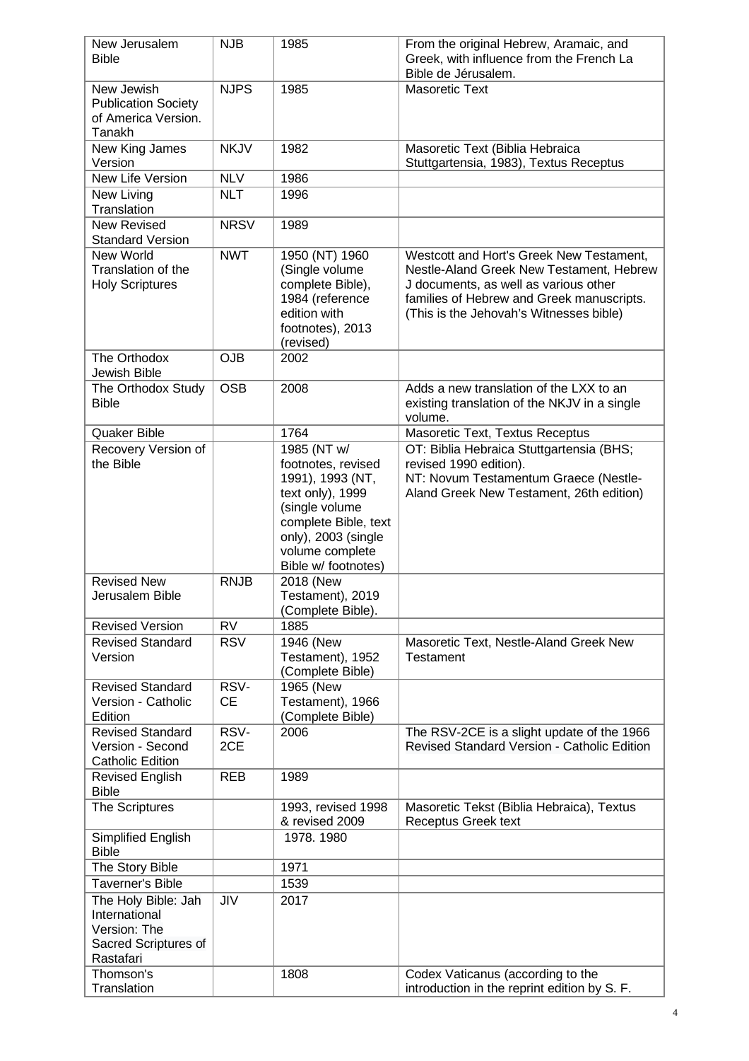| New Jerusalem Bible | NJB | 1985 | From the original Hebrew, Aramaic, and Greek, with influence from the French La Bible de Jérusalem. |
|---|---|---|---|
| New Jewish Publication Society of America Version. Tanakh | NJPS | 1985 | Masoretic Text |
| New King James Version | NKJV | 1982 | Masoretic Text (Biblia Hebraica Stuttgartensia, 1983), Textus Receptus |
| New Life Version | NLV | 1986 | |
| New Living Translation | NLT | 1996 | |
| New Revised Standard Version | NRSV | 1989 | |
| New World Translation of the Holy Scriptures | NWT | 1950 (NT) 1960 (Single volume complete Bible), 1984 (reference edition with footnotes), 2013 (revised) | Westcott and Hort's Greek New Testament, Nestle-Aland Greek New Testament, Hebrew J documents, as well as various other families of Hebrew and Greek manuscripts. (This is the Jehovah's Witnesses bible) |
| The Orthodox Jewish Bible | OJB | 2002 | |
| The Orthodox Study Bible | OSB | 2008 | Adds a new translation of the LXX to an existing translation of the NKJV in a single volume. |
| Quaker Bible | | 1764 | Masoretic Text, Textus Receptus |
| Recovery Version of the Bible | | 1985 (NT w/ footnotes, revised 1991), 1993 (NT, text only), 1999 (single volume complete Bible, text only), 2003 (single volume complete Bible w/ footnotes) | OT: Biblia Hebraica Stuttgartensia (BHS; revised 1990 edition). NT: Novum Testamentum Graece (Nestle-Aland Greek New Testament, 26th edition) |
| Revised New Jerusalem Bible | RNJB | 2018 (New Testament), 2019 (Complete Bible). | |
| Revised Version | RV | 1885 | |
| Revised Standard Version | RSV | 1946 (New Testament), 1952 (Complete Bible) | Masoretic Text, Nestle-Aland Greek New Testament |
| Revised Standard Version - Catholic Edition | RSV-CE | 1965 (New Testament), 1966 (Complete Bible) | |
| Revised Standard Version - Second Catholic Edition | RSV-2CE | 2006 | The RSV-2CE is a slight update of the 1966 Revised Standard Version - Catholic Edition |
| Revised English Bible | REB | 1989 | |
| The Scriptures | | 1993, revised 1998 & revised 2009 | Masoretic Tekst (Biblia Hebraica), Textus Receptus Greek text |
| Simplified English Bible | | 1978. 1980 | |
| The Story Bible | | 1971 | |
| Taverner's Bible | | 1539 | |
| The Holy Bible: Jah International Version: The Sacred Scriptures of Rastafari | JIV | 2017 | |
| Thomson's Translation | | 1808 | Codex Vaticanus (according to the introduction in the reprint edition by S. F. |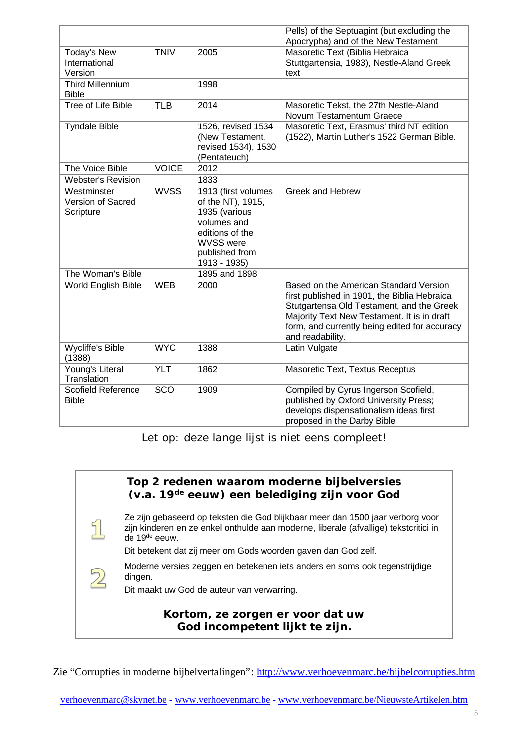| | | | |
|---|---|---|---|
| | | | Pells) of the Septuagint (but excluding the Apocrypha) and of the New Testament |
| Today's New International Version | TNIV | 2005 | Masoretic Text (Biblia Hebraica Stuttgartensia, 1983), Nestle-Aland Greek text |
| Third Millennium Bible | | 1998 | |
| Tree of Life Bible | TLB | 2014 | Masoretic Tekst, the 27th Nestle-Aland Novum Testamentum Graece |
| Tyndale Bible | | 1526, revised 1534 (New Testament, revised 1534), 1530 (Pentateuch) | Masoretic Text, Erasmus' third NT edition (1522), Martin Luther's 1522 German Bible. |
| The Voice Bible | VOICE | 2012 | |
| Webster's Revision | | 1833 | |
| Westminster Version of Sacred Scripture | WVSS | 1913 (first volumes of the NT), 1915, 1935 (various volumes and editions of the WVSS were published from 1913 - 1935) | Greek and Hebrew |
| The Woman's Bible | | 1895 and 1898 | |
| World English Bible | WEB | 2000 | Based on the American Standard Version first published in 1901, the Biblia Hebraica Stutgartensa Old Testament, and the Greek Majority Text New Testament. It is in draft form, and currently being edited for accuracy and readability. |
| Wycliffe's Bible (1388) | WYC | 1388 | Latin Vulgate |
| Young's Literal Translation | YLT | 1862 | Masoretic Text, Textus Receptus |
| Scofield Reference Bible | SCO | 1909 | Compiled by Cyrus Ingerson Scofield, published by Oxford University Press; develops dispensationalism ideas first proposed in the Darby Bible |

Let op: deze lange lijst is niet eens compleet!

**Top 2 redenen waarom moderne bijbelversies (v.a. 19de eeuw) een belediging zijn voor God**

1. Ze zijn gebaseerd op teksten die God blijkbaar meer dan 1500 jaar verborg voor zijn kinderen en ze enkel onthulde aan moderne, liberale (afvallige) tekstcritici in de 19de eeuw.
   Dit betekent dat zij meer om Gods woorden gaven dan God zelf.

2. Moderne versies zeggen en betekenen iets anders en soms ook tegenstrijdige dingen.
   Dit maakt uw God de auteur van verwarring.

**Kortom, ze zorgen er voor dat uw God incompetent lijkt te zijn.**

Zie "Corrupties in moderne bijbelvertalingen": http://www.verhoevenmarc.be/bijbelcorrupties.htm

verhoevenmarc@skynet.be - www.verhoevenmarc.be - www.verhoevenmarc.be/NieuwsteArtikelen.htm